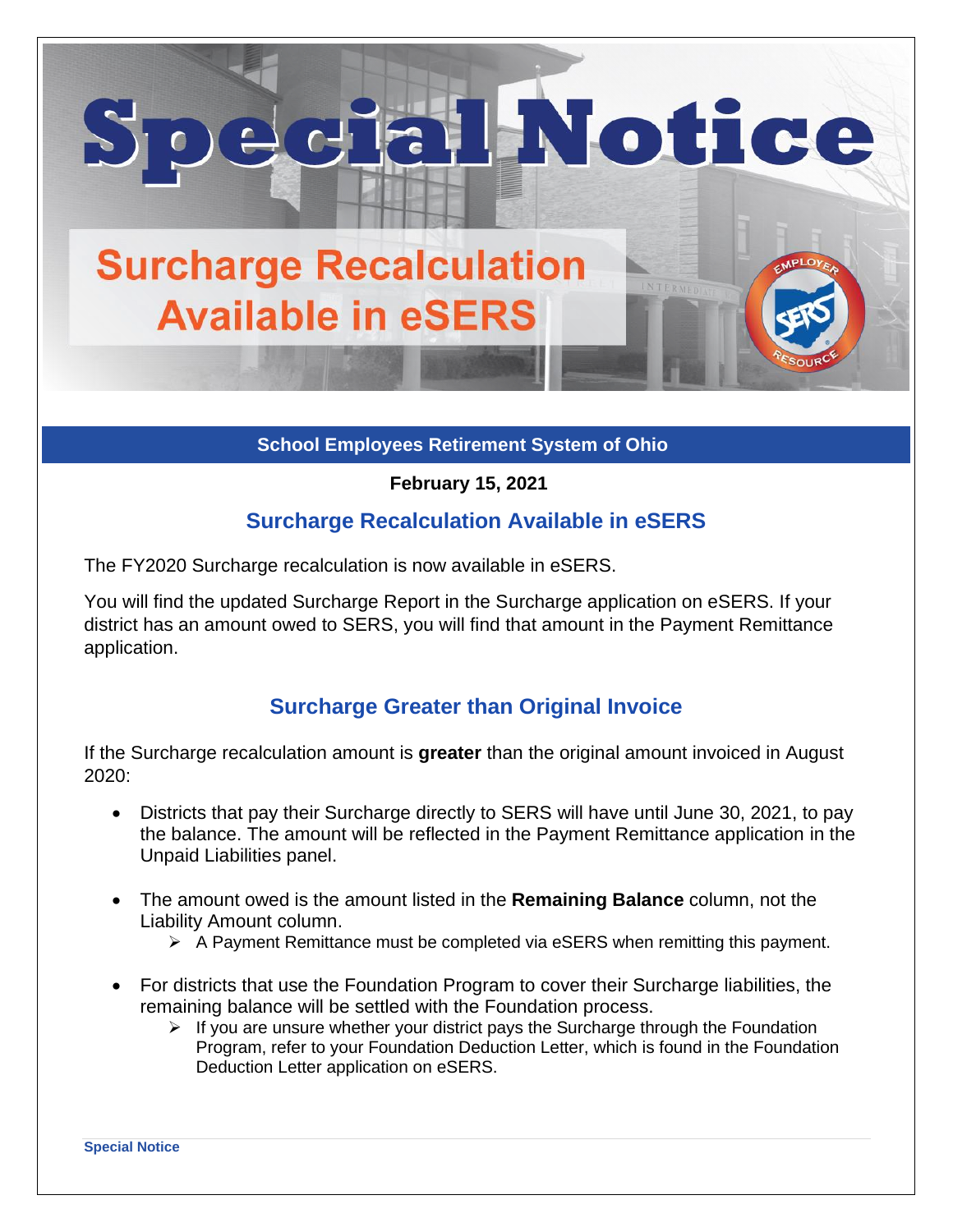# Special Notice

## Surcharge Recalculation Available in eSERS

**School Employees Retirement System of Ohio**

**February 15, 2021**

## Surcharge Recalculation Available in eSERS

The FY2020 Surcharge recalculation is now available in eSERS.

You will find the updated Surcharge Report in the Surcharge application on eSERS. If your district has an amount owed to SERS, you will find that amount in the Payment Remittance application.

## Surcharge Greater than Original Invoice

If the Surcharge recalculation amount is **greater** than the original amount invoiced in August 2020:

- Districts that pay their Surcharge directly to SERS will have until June 30, 2021, to pay the balance. The amount will be reflected in the Payment Remittance application in the Unpaid Liabilities panel.
- The amount owed is the amount listed in the **Remaining Balance** column, not the Liability Amount column.
  - A Payment Remittance must be completed via eSERS when remitting this payment.
- For districts that use the Foundation Program to cover their Surcharge liabilities, the remaining balance will be settled with the Foundation process.
  - If you are unsure whether your district pays the Surcharge through the Foundation Program, refer to your Foundation Deduction Letter, which is found in the Foundation Deduction Letter application on eSERS.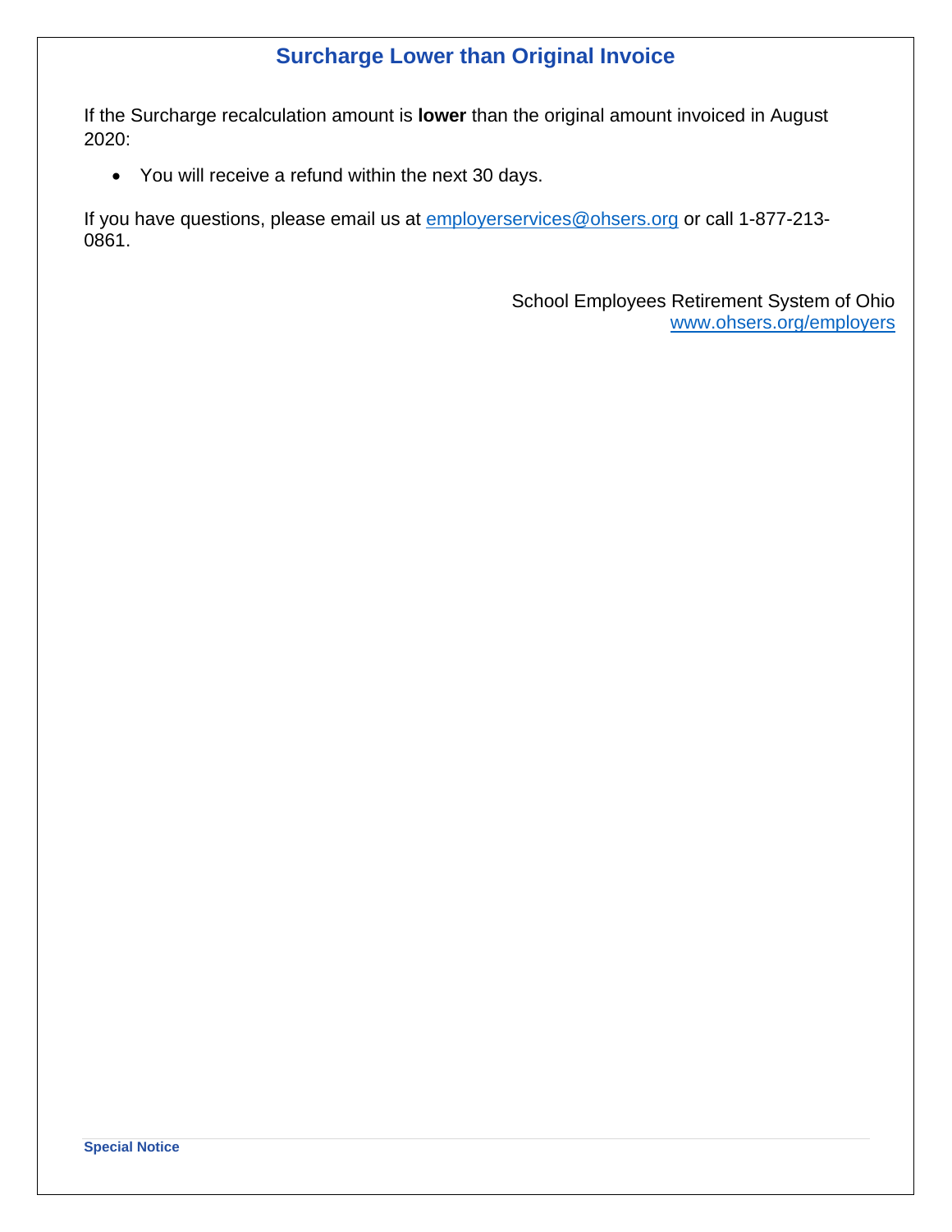## Surcharge Lower than Original Invoice

If the Surcharge recalculation amount is **lower** than the original amount invoiced in August 2020:

- You will receive a refund within the next 30 days.

If you have questions, please email us at [employerservices@ohsers.org](mailto:employerservices@ohsers.org) or call 1-877-213-0861.

School Employees Retirement System of Ohio
[www.ohsers.org/employers](http://www.ohsers.org/employers)